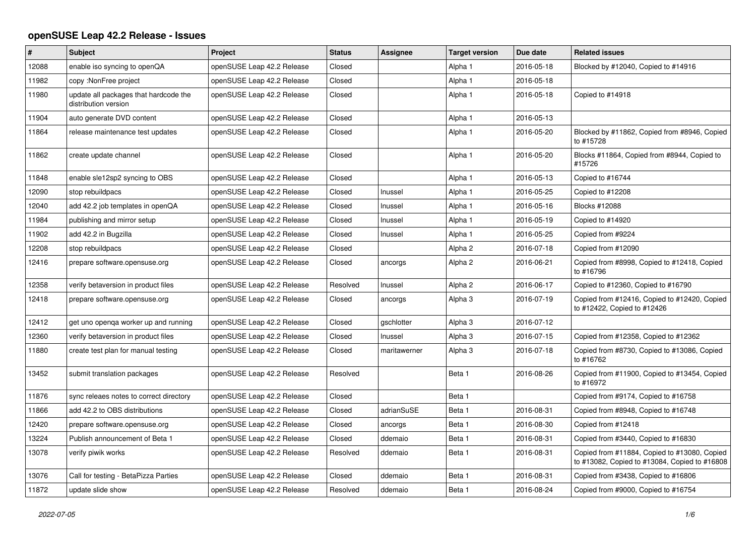# openSUSE Leap 42.2 Release - Issues

| # | Subject | Project | Status | Assignee | Target version | Due date | Related issues |
|---|---|---|---|---|---|---|---|
| 12088 | enable iso syncing to openQA | openSUSE Leap 42.2 Release | Closed | | Alpha 1 | 2016-05-18 | Blocked by #12040, Copied to #14916 |
| 11982 | copy :NonFree project | openSUSE Leap 42.2 Release | Closed | | Alpha 1 | 2016-05-18 | |
| 11980 | update all packages that hardcode the distribution version | openSUSE Leap 42.2 Release | Closed | | Alpha 1 | 2016-05-18 | Copied to #14918 |
| 11904 | auto generate DVD content | openSUSE Leap 42.2 Release | Closed | | Alpha 1 | 2016-05-13 | |
| 11864 | release maintenance test updates | openSUSE Leap 42.2 Release | Closed | | Alpha 1 | 2016-05-20 | Blocked by #11862, Copied from #8946, Copied to #15728 |
| 11862 | create update channel | openSUSE Leap 42.2 Release | Closed | | Alpha 1 | 2016-05-20 | Blocks #11864, Copied from #8944, Copied to #15726 |
| 11848 | enable sle12sp2 syncing to OBS | openSUSE Leap 42.2 Release | Closed | | Alpha 1 | 2016-05-13 | Copied to #16744 |
| 12090 | stop rebuildpacs | openSUSE Leap 42.2 Release | Closed | lnussel | Alpha 1 | 2016-05-25 | Copied to #12208 |
| 12040 | add 42.2 job templates in openQA | openSUSE Leap 42.2 Release | Closed | lnussel | Alpha 1 | 2016-05-16 | Blocks #12088 |
| 11984 | publishing and mirror setup | openSUSE Leap 42.2 Release | Closed | lnussel | Alpha 1 | 2016-05-19 | Copied to #14920 |
| 11902 | add 42.2 in Bugzilla | openSUSE Leap 42.2 Release | Closed | lnussel | Alpha 1 | 2016-05-25 | Copied from #9224 |
| 12208 | stop rebuildpacs | openSUSE Leap 42.2 Release | Closed | | Alpha 2 | 2016-07-18 | Copied from #12090 |
| 12416 | prepare software.opensuse.org | openSUSE Leap 42.2 Release | Closed | ancorgs | Alpha 2 | 2016-06-21 | Copied from #8998, Copied to #12418, Copied to #16796 |
| 12358 | verify betaversion in product files | openSUSE Leap 42.2 Release | Resolved | lnussel | Alpha 2 | 2016-06-17 | Copied to #12360, Copied to #16790 |
| 12418 | prepare software.opensuse.org | openSUSE Leap 42.2 Release | Closed | ancorgs | Alpha 3 | 2016-07-19 | Copied from #12416, Copied to #12420, Copied to #12422, Copied to #12426 |
| 12412 | get uno openqa worker up and running | openSUSE Leap 42.2 Release | Closed | gschlotter | Alpha 3 | 2016-07-12 | |
| 12360 | verify betaversion in product files | openSUSE Leap 42.2 Release | Closed | lnussel | Alpha 3 | 2016-07-15 | Copied from #12358, Copied to #12362 |
| 11880 | create test plan for manual testing | openSUSE Leap 42.2 Release | Closed | maritawerner | Alpha 3 | 2016-07-18 | Copied from #8730, Copied to #13086, Copied to #16762 |
| 13452 | submit translation packages | openSUSE Leap 42.2 Release | Resolved | | Beta 1 | 2016-08-26 | Copied from #11900, Copied to #13454, Copied to #16972 |
| 11876 | sync releaes notes to correct directory | openSUSE Leap 42.2 Release | Closed | | Beta 1 | | Copied from #9174, Copied to #16758 |
| 11866 | add 42.2 to OBS distributions | openSUSE Leap 42.2 Release | Closed | adrianSuSE | Beta 1 | 2016-08-31 | Copied from #8948, Copied to #16748 |
| 12420 | prepare software.opensuse.org | openSUSE Leap 42.2 Release | Closed | ancorgs | Beta 1 | 2016-08-30 | Copied from #12418 |
| 13224 | Publish announcement of Beta 1 | openSUSE Leap 42.2 Release | Closed | ddemaio | Beta 1 | 2016-08-31 | Copied from #3440, Copied to #16830 |
| 13078 | verify piwik works | openSUSE Leap 42.2 Release | Resolved | ddemaio | Beta 1 | 2016-08-31 | Copied from #11884, Copied to #13080, Copied to #13082, Copied to #13084, Copied to #16808 |
| 13076 | Call for testing - BetaPizza Parties | openSUSE Leap 42.2 Release | Closed | ddemaio | Beta 1 | 2016-08-31 | Copied from #3438, Copied to #16806 |
| 11872 | update slide show | openSUSE Leap 42.2 Release | Resolved | ddemaio | Beta 1 | 2016-08-24 | Copied from #9000, Copied to #16754 |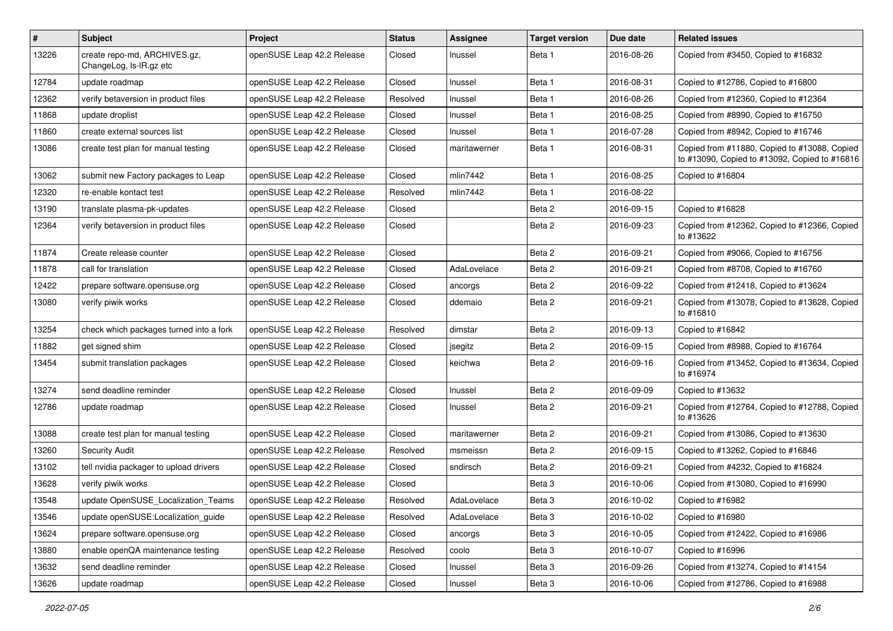| # | Subject | Project | Status | Assignee | Target version | Due date | Related issues |
|---|---|---|---|---|---|---|---|
| 13226 | create repo-md, ARCHIVES.gz, ChangeLog, ls-lR.gz etc | openSUSE Leap 42.2 Release | Closed | lnussel | Beta 1 | 2016-08-26 | Copied from #3450, Copied to #16832 |
| 12784 | update roadmap | openSUSE Leap 42.2 Release | Closed | lnussel | Beta 1 | 2016-08-31 | Copied to #12786, Copied to #16800 |
| 12362 | verify betaversion in product files | openSUSE Leap 42.2 Release | Resolved | lnussel | Beta 1 | 2016-08-26 | Copied from #12360, Copied to #12364 |
| 11868 | update droplist | openSUSE Leap 42.2 Release | Closed | lnussel | Beta 1 | 2016-08-25 | Copied from #8990, Copied to #16750 |
| 11860 | create external sources list | openSUSE Leap 42.2 Release | Closed | lnussel | Beta 1 | 2016-07-28 | Copied from #8942, Copied to #16746 |
| 13086 | create test plan for manual testing | openSUSE Leap 42.2 Release | Closed | maritawerner | Beta 1 | 2016-08-31 | Copied from #11880, Copied to #13088, Copied to #13090, Copied to #13092, Copied to #16816 |
| 13062 | submit new Factory packages to Leap | openSUSE Leap 42.2 Release | Closed | mlin7442 | Beta 1 | 2016-08-25 | Copied to #16804 |
| 12320 | re-enable kontact test | openSUSE Leap 42.2 Release | Resolved | mlin7442 | Beta 1 | 2016-08-22 | |
| 13190 | translate plasma-pk-updates | openSUSE Leap 42.2 Release | Closed | | Beta 2 | 2016-09-15 | Copied to #16828 |
| 12364 | verify betaversion in product files | openSUSE Leap 42.2 Release | Closed | | Beta 2 | 2016-09-23 | Copied from #12362, Copied to #12366, Copied to #13622 |
| 11874 | Create release counter | openSUSE Leap 42.2 Release | Closed | | Beta 2 | 2016-09-21 | Copied from #9066, Copied to #16756 |
| 11878 | call for translation | openSUSE Leap 42.2 Release | Closed | AdaLovelace | Beta 2 | 2016-09-21 | Copied from #8708, Copied to #16760 |
| 12422 | prepare software.opensuse.org | openSUSE Leap 42.2 Release | Closed | ancorgs | Beta 2 | 2016-09-22 | Copied from #12418, Copied to #13624 |
| 13080 | verify piwik works | openSUSE Leap 42.2 Release | Closed | ddemaio | Beta 2 | 2016-09-21 | Copied from #13078, Copied to #13628, Copied to #16810 |
| 13254 | check which packages turned into a fork | openSUSE Leap 42.2 Release | Resolved | dimstar | Beta 2 | 2016-09-13 | Copied to #16842 |
| 11882 | get signed shim | openSUSE Leap 42.2 Release | Closed | jsegitz | Beta 2 | 2016-09-15 | Copied from #8988, Copied to #16764 |
| 13454 | submit translation packages | openSUSE Leap 42.2 Release | Closed | keichwa | Beta 2 | 2016-09-16 | Copied from #13452, Copied to #13634, Copied to #16974 |
| 13274 | send deadline reminder | openSUSE Leap 42.2 Release | Closed | lnussel | Beta 2 | 2016-09-09 | Copied to #13632 |
| 12786 | update roadmap | openSUSE Leap 42.2 Release | Closed | lnussel | Beta 2 | 2016-09-21 | Copied from #12784, Copied to #12788, Copied to #13626 |
| 13088 | create test plan for manual testing | openSUSE Leap 42.2 Release | Closed | maritawerner | Beta 2 | 2016-09-21 | Copied from #13086, Copied to #13630 |
| 13260 | Security Audit | openSUSE Leap 42.2 Release | Resolved | msmeissn | Beta 2 | 2016-09-15 | Copied to #13262, Copied to #16846 |
| 13102 | tell nvidia packager to upload drivers | openSUSE Leap 42.2 Release | Closed | sndirsch | Beta 2 | 2016-09-21 | Copied from #4232, Copied to #16824 |
| 13628 | verify piwik works | openSUSE Leap 42.2 Release | Closed | | Beta 3 | 2016-10-06 | Copied from #13080, Copied to #16990 |
| 13548 | update OpenSUSE_Localization_Teams | openSUSE Leap 42.2 Release | Resolved | AdaLovelace | Beta 3 | 2016-10-02 | Copied to #16982 |
| 13546 | update openSUSE:Localization_guide | openSUSE Leap 42.2 Release | Resolved | AdaLovelace | Beta 3 | 2016-10-02 | Copied to #16980 |
| 13624 | prepare software.opensuse.org | openSUSE Leap 42.2 Release | Closed | ancorgs | Beta 3 | 2016-10-05 | Copied from #12422, Copied to #16986 |
| 13880 | enable openQA maintenance testing | openSUSE Leap 42.2 Release | Resolved | coolo | Beta 3 | 2016-10-07 | Copied to #16996 |
| 13632 | send deadline reminder | openSUSE Leap 42.2 Release | Closed | lnussel | Beta 3 | 2016-09-26 | Copied from #13274, Copied to #14154 |
| 13626 | update roadmap | openSUSE Leap 42.2 Release | Closed | lnussel | Beta 3 | 2016-10-06 | Copied from #12786, Copied to #16988 |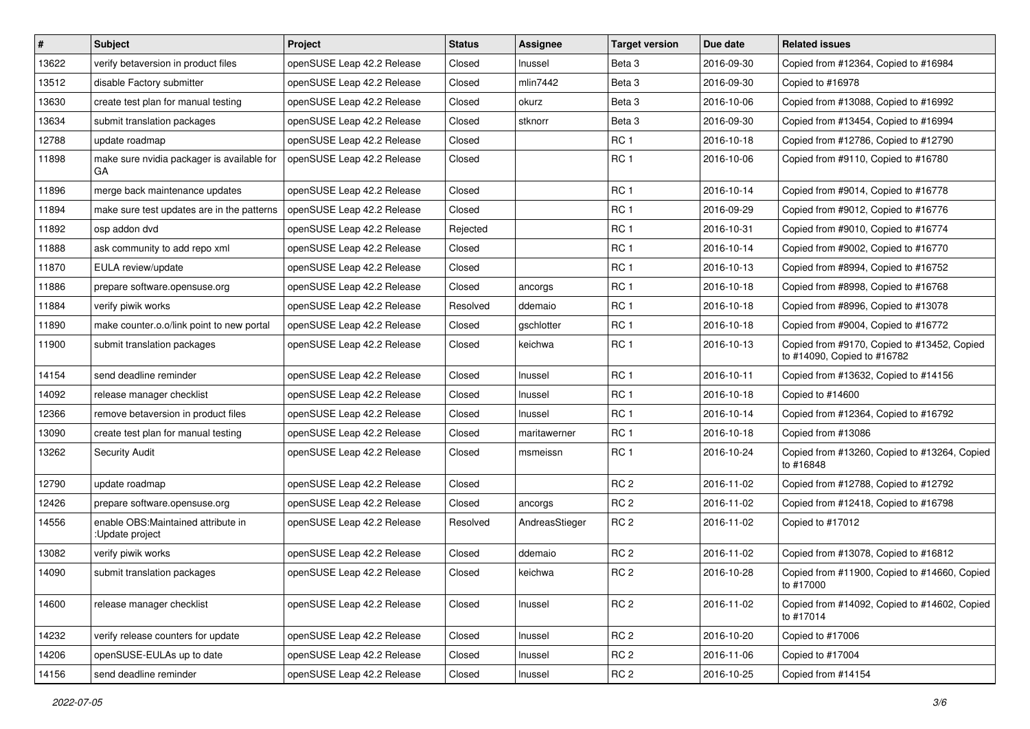| # | Subject | Project | Status | Assignee | Target version | Due date | Related issues |
|---|---|---|---|---|---|---|---|
| 13622 | verify betaversion in product files | openSUSE Leap 42.2 Release | Closed | lnussel | Beta 3 | 2016-09-30 | Copied from #12364, Copied to #16984 |
| 13512 | disable Factory submitter | openSUSE Leap 42.2 Release | Closed | mlin7442 | Beta 3 | 2016-09-30 | Copied to #16978 |
| 13630 | create test plan for manual testing | openSUSE Leap 42.2 Release | Closed | okurz | Beta 3 | 2016-10-06 | Copied from #13088, Copied to #16992 |
| 13634 | submit translation packages | openSUSE Leap 42.2 Release | Closed | stknorr | Beta 3 | 2016-09-30 | Copied from #13454, Copied to #16994 |
| 12788 | update roadmap | openSUSE Leap 42.2 Release | Closed | | RC 1 | 2016-10-18 | Copied from #12786, Copied to #12790 |
| 11898 | make sure nvidia packager is available for GA | openSUSE Leap 42.2 Release | Closed | | RC 1 | 2016-10-06 | Copied from #9110, Copied to #16780 |
| 11896 | merge back maintenance updates | openSUSE Leap 42.2 Release | Closed | | RC 1 | 2016-10-14 | Copied from #9014, Copied to #16778 |
| 11894 | make sure test updates are in the patterns | openSUSE Leap 42.2 Release | Closed | | RC 1 | 2016-09-29 | Copied from #9012, Copied to #16776 |
| 11892 | osp addon dvd | openSUSE Leap 42.2 Release | Rejected | | RC 1 | 2016-10-31 | Copied from #9010, Copied to #16774 |
| 11888 | ask community to add repo xml | openSUSE Leap 42.2 Release | Closed | | RC 1 | 2016-10-14 | Copied from #9002, Copied to #16770 |
| 11870 | EULA review/update | openSUSE Leap 42.2 Release | Closed | | RC 1 | 2016-10-13 | Copied from #8994, Copied to #16752 |
| 11886 | prepare software.opensuse.org | openSUSE Leap 42.2 Release | Closed | ancorgs | RC 1 | 2016-10-18 | Copied from #8998, Copied to #16768 |
| 11884 | verify piwik works | openSUSE Leap 42.2 Release | Resolved | ddemaio | RC 1 | 2016-10-18 | Copied from #8996, Copied to #13078 |
| 11890 | make counter.o.o/link point to new portal | openSUSE Leap 42.2 Release | Closed | gschlotter | RC 1 | 2016-10-18 | Copied from #9004, Copied to #16772 |
| 11900 | submit translation packages | openSUSE Leap 42.2 Release | Closed | keichwa | RC 1 | 2016-10-13 | Copied from #9170, Copied to #13452, Copied to #14090, Copied to #16782 |
| 14154 | send deadline reminder | openSUSE Leap 42.2 Release | Closed | lnussel | RC 1 | 2016-10-11 | Copied from #13632, Copied to #14156 |
| 14092 | release manager checklist | openSUSE Leap 42.2 Release | Closed | lnussel | RC 1 | 2016-10-18 | Copied to #14600 |
| 12366 | remove betaversion in product files | openSUSE Leap 42.2 Release | Closed | lnussel | RC 1 | 2016-10-14 | Copied from #12364, Copied to #16792 |
| 13090 | create test plan for manual testing | openSUSE Leap 42.2 Release | Closed | maritawerner | RC 1 | 2016-10-18 | Copied from #13086 |
| 13262 | Security Audit | openSUSE Leap 42.2 Release | Closed | msmeissn | RC 1 | 2016-10-24 | Copied from #13260, Copied to #13264, Copied to #16848 |
| 12790 | update roadmap | openSUSE Leap 42.2 Release | Closed | | RC 2 | 2016-11-02 | Copied from #12788, Copied to #12792 |
| 12426 | prepare software.opensuse.org | openSUSE Leap 42.2 Release | Closed | ancorgs | RC 2 | 2016-11-02 | Copied from #12418, Copied to #16798 |
| 14556 | enable OBS:Maintained attribute in :Update project | openSUSE Leap 42.2 Release | Resolved | AndreasStieger | RC 2 | 2016-11-02 | Copied to #17012 |
| 13082 | verify piwik works | openSUSE Leap 42.2 Release | Closed | ddemaio | RC 2 | 2016-11-02 | Copied from #13078, Copied to #16812 |
| 14090 | submit translation packages | openSUSE Leap 42.2 Release | Closed | keichwa | RC 2 | 2016-10-28 | Copied from #11900, Copied to #14660, Copied to #17000 |
| 14600 | release manager checklist | openSUSE Leap 42.2 Release | Closed | lnussel | RC 2 | 2016-11-02 | Copied from #14092, Copied to #14602, Copied to #17014 |
| 14232 | verify release counters for update | openSUSE Leap 42.2 Release | Closed | lnussel | RC 2 | 2016-10-20 | Copied to #17006 |
| 14206 | openSUSE-EULAs up to date | openSUSE Leap 42.2 Release | Closed | lnussel | RC 2 | 2016-11-06 | Copied to #17004 |
| 14156 | send deadline reminder | openSUSE Leap 42.2 Release | Closed | lnussel | RC 2 | 2016-10-25 | Copied from #14154 |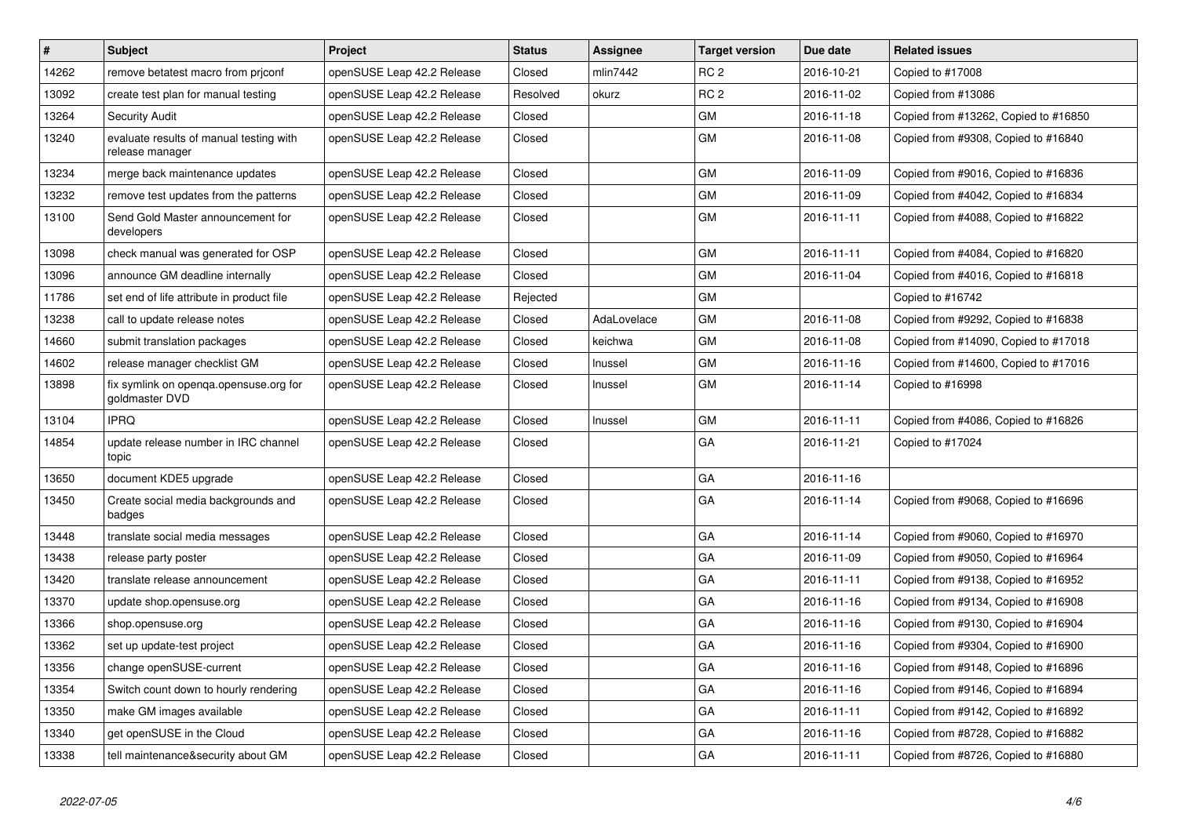| # | Subject | Project | Status | Assignee | Target version | Due date | Related issues |
|---|---|---|---|---|---|---|---|
| 14262 | remove betatest macro from prjconf | openSUSE Leap 42.2 Release | Closed | mlin7442 | RC 2 | 2016-10-21 | Copied to #17008 |
| 13092 | create test plan for manual testing | openSUSE Leap 42.2 Release | Resolved | okurz | RC 2 | 2016-11-02 | Copied from #13086 |
| 13264 | Security Audit | openSUSE Leap 42.2 Release | Closed | | GM | 2016-11-18 | Copied from #13262, Copied to #16850 |
| 13240 | evaluate results of manual testing with release manager | openSUSE Leap 42.2 Release | Closed | | GM | 2016-11-08 | Copied from #9308, Copied to #16840 |
| 13234 | merge back maintenance updates | openSUSE Leap 42.2 Release | Closed | | GM | 2016-11-09 | Copied from #9016, Copied to #16836 |
| 13232 | remove test updates from the patterns | openSUSE Leap 42.2 Release | Closed | | GM | 2016-11-09 | Copied from #4042, Copied to #16834 |
| 13100 | Send Gold Master announcement for developers | openSUSE Leap 42.2 Release | Closed | | GM | 2016-11-11 | Copied from #4088, Copied to #16822 |
| 13098 | check manual was generated for OSP | openSUSE Leap 42.2 Release | Closed | | GM | 2016-11-11 | Copied from #4084, Copied to #16820 |
| 13096 | announce GM deadline internally | openSUSE Leap 42.2 Release | Closed | | GM | 2016-11-04 | Copied from #4016, Copied to #16818 |
| 11786 | set end of life attribute in product file | openSUSE Leap 42.2 Release | Rejected | | GM | | Copied to #16742 |
| 13238 | call to update release notes | openSUSE Leap 42.2 Release | Closed | AdaLovelace | GM | 2016-11-08 | Copied from #9292, Copied to #16838 |
| 14660 | submit translation packages | openSUSE Leap 42.2 Release | Closed | keichwa | GM | 2016-11-08 | Copied from #14090, Copied to #17018 |
| 14602 | release manager checklist GM | openSUSE Leap 42.2 Release | Closed | lnussel | GM | 2016-11-16 | Copied from #14600, Copied to #17016 |
| 13898 | fix symlink on openqa.opensuse.org for goldmaster DVD | openSUSE Leap 42.2 Release | Closed | lnussel | GM | 2016-11-14 | Copied to #16998 |
| 13104 | IPRQ | openSUSE Leap 42.2 Release | Closed | lnussel | GM | 2016-11-11 | Copied from #4086, Copied to #16826 |
| 14854 | update release number in IRC channel topic | openSUSE Leap 42.2 Release | Closed | | GA | 2016-11-21 | Copied to #17024 |
| 13650 | document KDE5 upgrade | openSUSE Leap 42.2 Release | Closed | | GA | 2016-11-16 | |
| 13450 | Create social media backgrounds and badges | openSUSE Leap 42.2 Release | Closed | | GA | 2016-11-14 | Copied from #9068, Copied to #16696 |
| 13448 | translate social media messages | openSUSE Leap 42.2 Release | Closed | | GA | 2016-11-14 | Copied from #9060, Copied to #16970 |
| 13438 | release party poster | openSUSE Leap 42.2 Release | Closed | | GA | 2016-11-09 | Copied from #9050, Copied to #16964 |
| 13420 | translate release announcement | openSUSE Leap 42.2 Release | Closed | | GA | 2016-11-11 | Copied from #9138, Copied to #16952 |
| 13370 | update shop.opensuse.org | openSUSE Leap 42.2 Release | Closed | | GA | 2016-11-16 | Copied from #9134, Copied to #16908 |
| 13366 | shop.opensuse.org | openSUSE Leap 42.2 Release | Closed | | GA | 2016-11-16 | Copied from #9130, Copied to #16904 |
| 13362 | set up update-test project | openSUSE Leap 42.2 Release | Closed | | GA | 2016-11-16 | Copied from #9304, Copied to #16900 |
| 13356 | change openSUSE-current | openSUSE Leap 42.2 Release | Closed | | GA | 2016-11-16 | Copied from #9148, Copied to #16896 |
| 13354 | Switch count down to hourly rendering | openSUSE Leap 42.2 Release | Closed | | GA | 2016-11-16 | Copied from #9146, Copied to #16894 |
| 13350 | make GM images available | openSUSE Leap 42.2 Release | Closed | | GA | 2016-11-11 | Copied from #9142, Copied to #16892 |
| 13340 | get openSUSE in the Cloud | openSUSE Leap 42.2 Release | Closed | | GA | 2016-11-16 | Copied from #8728, Copied to #16882 |
| 13338 | tell maintenance&security about GM | openSUSE Leap 42.2 Release | Closed | | GA | 2016-11-11 | Copied from #8726, Copied to #16880 |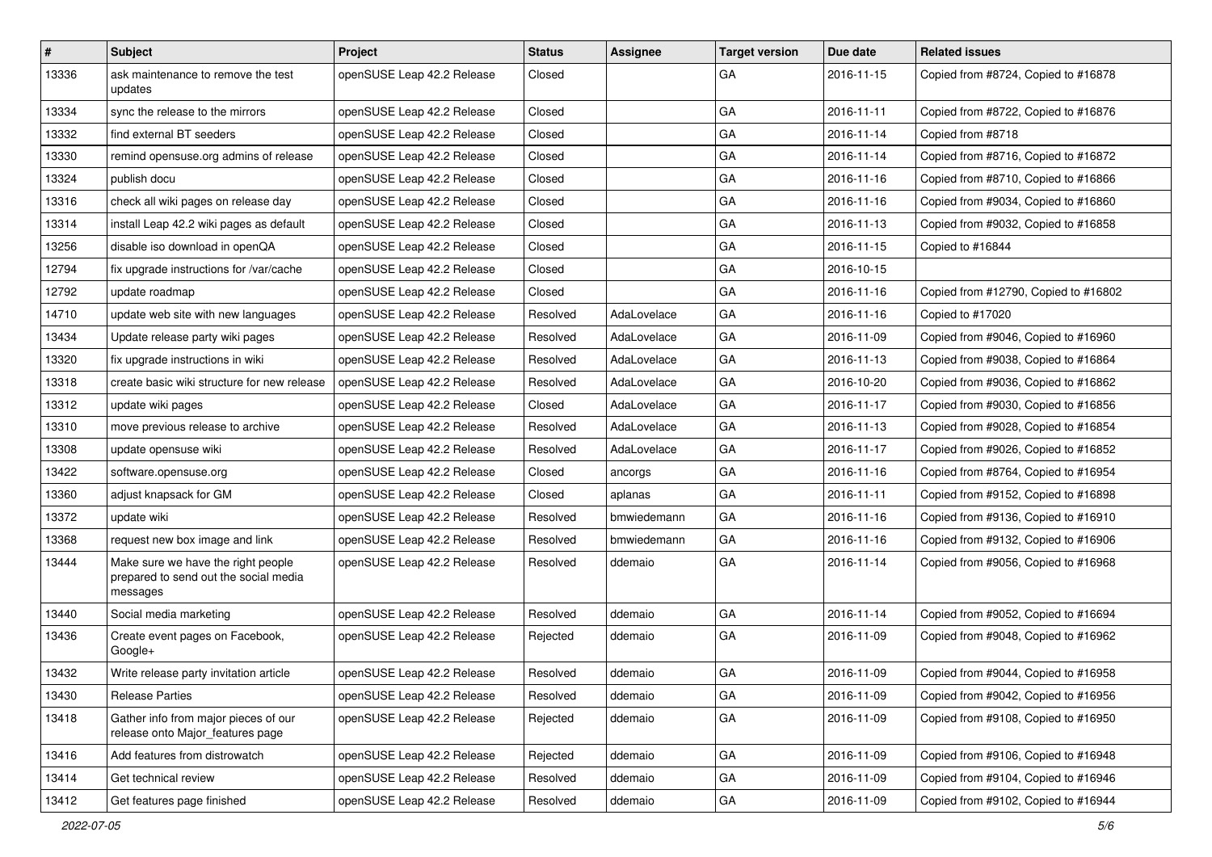| # | Subject | Project | Status | Assignee | Target version | Due date | Related issues |
|---|---|---|---|---|---|---|---|
| 13336 | ask maintenance to remove the test updates | openSUSE Leap 42.2 Release | Closed | | GA | 2016-11-15 | Copied from #8724, Copied to #16878 |
| 13334 | sync the release to the mirrors | openSUSE Leap 42.2 Release | Closed | | GA | 2016-11-11 | Copied from #8722, Copied to #16876 |
| 13332 | find external BT seeders | openSUSE Leap 42.2 Release | Closed | | GA | 2016-11-14 | Copied from #8718 |
| 13330 | remind opensuse.org admins of release | openSUSE Leap 42.2 Release | Closed | | GA | 2016-11-14 | Copied from #8716, Copied to #16872 |
| 13324 | publish docu | openSUSE Leap 42.2 Release | Closed | | GA | 2016-11-16 | Copied from #8710, Copied to #16866 |
| 13316 | check all wiki pages on release day | openSUSE Leap 42.2 Release | Closed | | GA | 2016-11-16 | Copied from #9034, Copied to #16860 |
| 13314 | install Leap 42.2 wiki pages as default | openSUSE Leap 42.2 Release | Closed | | GA | 2016-11-13 | Copied from #9032, Copied to #16858 |
| 13256 | disable iso download in openQA | openSUSE Leap 42.2 Release | Closed | | GA | 2016-11-15 | Copied to #16844 |
| 12794 | fix upgrade instructions for /var/cache | openSUSE Leap 42.2 Release | Closed | | GA | 2016-10-15 | |
| 12792 | update roadmap | openSUSE Leap 42.2 Release | Closed | | GA | 2016-11-16 | Copied from #12790, Copied to #16802 |
| 14710 | update web site with new languages | openSUSE Leap 42.2 Release | Resolved | AdaLovelace | GA | 2016-11-16 | Copied to #17020 |
| 13434 | Update release party wiki pages | openSUSE Leap 42.2 Release | Resolved | AdaLovelace | GA | 2016-11-09 | Copied from #9046, Copied to #16960 |
| 13320 | fix upgrade instructions in wiki | openSUSE Leap 42.2 Release | Resolved | AdaLovelace | GA | 2016-11-13 | Copied from #9038, Copied to #16864 |
| 13318 | create basic wiki structure for new release | openSUSE Leap 42.2 Release | Resolved | AdaLovelace | GA | 2016-10-20 | Copied from #9036, Copied to #16862 |
| 13312 | update wiki pages | openSUSE Leap 42.2 Release | Closed | AdaLovelace | GA | 2016-11-17 | Copied from #9030, Copied to #16856 |
| 13310 | move previous release to archive | openSUSE Leap 42.2 Release | Resolved | AdaLovelace | GA | 2016-11-13 | Copied from #9028, Copied to #16854 |
| 13308 | update opensuse wiki | openSUSE Leap 42.2 Release | Resolved | AdaLovelace | GA | 2016-11-17 | Copied from #9026, Copied to #16852 |
| 13422 | software.opensuse.org | openSUSE Leap 42.2 Release | Closed | ancorgs | GA | 2016-11-16 | Copied from #8764, Copied to #16954 |
| 13360 | adjust knapsack for GM | openSUSE Leap 42.2 Release | Closed | aplanas | GA | 2016-11-11 | Copied from #9152, Copied to #16898 |
| 13372 | update wiki | openSUSE Leap 42.2 Release | Resolved | bmwiedemann | GA | 2016-11-16 | Copied from #9136, Copied to #16910 |
| 13368 | request new box image and link | openSUSE Leap 42.2 Release | Resolved | bmwiedemann | GA | 2016-11-16 | Copied from #9132, Copied to #16906 |
| 13444 | Make sure we have the right people prepared to send out the social media messages | openSUSE Leap 42.2 Release | Resolved | ddemaio | GA | 2016-11-14 | Copied from #9056, Copied to #16968 |
| 13440 | Social media marketing | openSUSE Leap 42.2 Release | Resolved | ddemaio | GA | 2016-11-14 | Copied from #9052, Copied to #16694 |
| 13436 | Create event pages on Facebook, Google+ | openSUSE Leap 42.2 Release | Rejected | ddemaio | GA | 2016-11-09 | Copied from #9048, Copied to #16962 |
| 13432 | Write release party invitation article | openSUSE Leap 42.2 Release | Resolved | ddemaio | GA | 2016-11-09 | Copied from #9044, Copied to #16958 |
| 13430 | Release Parties | openSUSE Leap 42.2 Release | Resolved | ddemaio | GA | 2016-11-09 | Copied from #9042, Copied to #16956 |
| 13418 | Gather info from major pieces of our release onto Major_features page | openSUSE Leap 42.2 Release | Rejected | ddemaio | GA | 2016-11-09 | Copied from #9108, Copied to #16950 |
| 13416 | Add features from distrowatch | openSUSE Leap 42.2 Release | Rejected | ddemaio | GA | 2016-11-09 | Copied from #9106, Copied to #16948 |
| 13414 | Get technical review | openSUSE Leap 42.2 Release | Resolved | ddemaio | GA | 2016-11-09 | Copied from #9104, Copied to #16946 |
| 13412 | Get features page finished | openSUSE Leap 42.2 Release | Resolved | ddemaio | GA | 2016-11-09 | Copied from #9102, Copied to #16944 |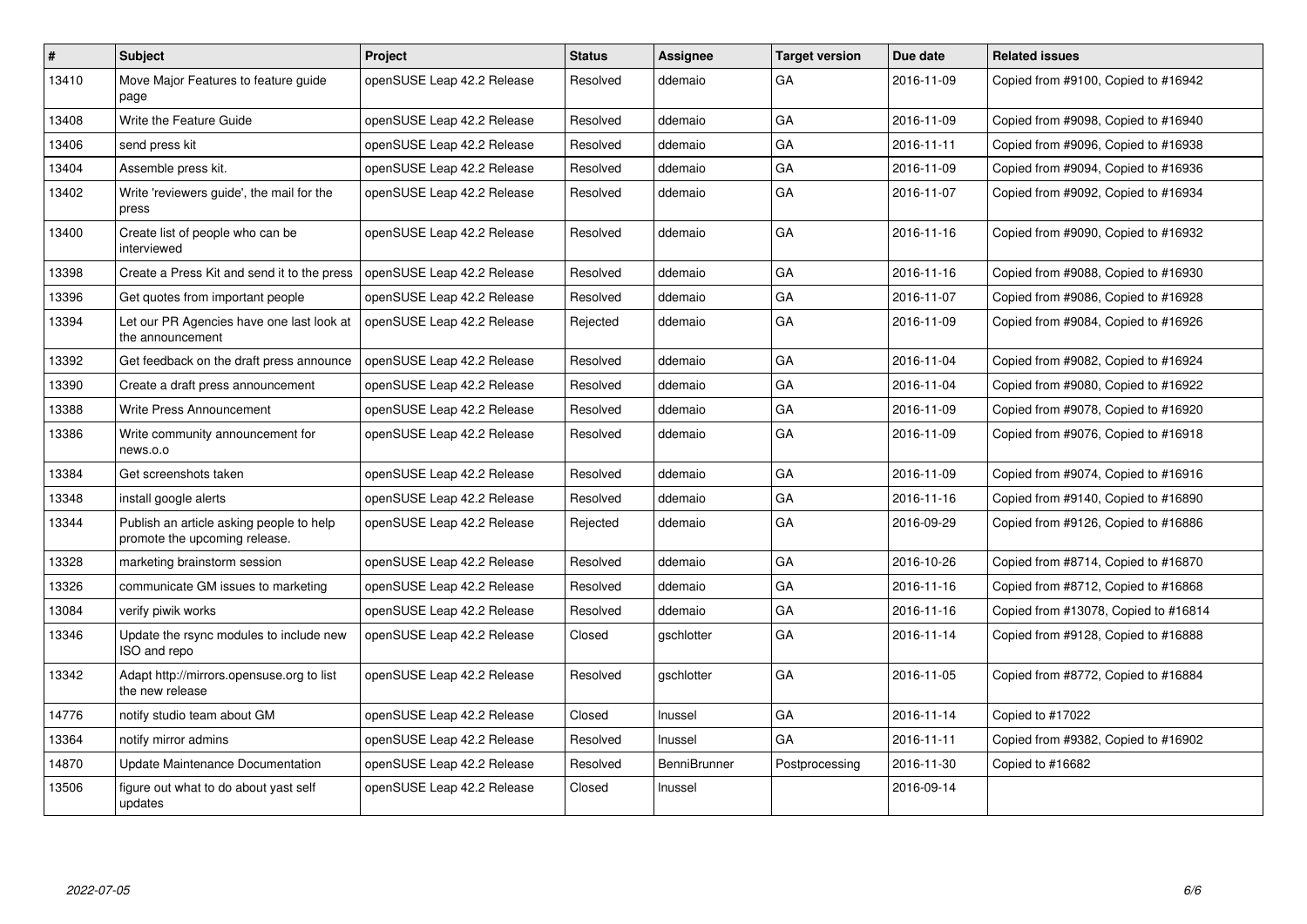| # | Subject | Project | Status | Assignee | Target version | Due date | Related issues |
|---|---|---|---|---|---|---|---|
| 13410 | Move Major Features to feature guide page | openSUSE Leap 42.2 Release | Resolved | ddemaio | GA | 2016-11-09 | Copied from #9100, Copied to #16942 |
| 13408 | Write the Feature Guide | openSUSE Leap 42.2 Release | Resolved | ddemaio | GA | 2016-11-09 | Copied from #9098, Copied to #16940 |
| 13406 | send press kit | openSUSE Leap 42.2 Release | Resolved | ddemaio | GA | 2016-11-11 | Copied from #9096, Copied to #16938 |
| 13404 | Assemble press kit. | openSUSE Leap 42.2 Release | Resolved | ddemaio | GA | 2016-11-09 | Copied from #9094, Copied to #16936 |
| 13402 | Write 'reviewers guide', the mail for the press | openSUSE Leap 42.2 Release | Resolved | ddemaio | GA | 2016-11-07 | Copied from #9092, Copied to #16934 |
| 13400 | Create list of people who can be interviewed | openSUSE Leap 42.2 Release | Resolved | ddemaio | GA | 2016-11-16 | Copied from #9090, Copied to #16932 |
| 13398 | Create a Press Kit and send it to the press | openSUSE Leap 42.2 Release | Resolved | ddemaio | GA | 2016-11-16 | Copied from #9088, Copied to #16930 |
| 13396 | Get quotes from important people | openSUSE Leap 42.2 Release | Resolved | ddemaio | GA | 2016-11-07 | Copied from #9086, Copied to #16928 |
| 13394 | Let our PR Agencies have one last look at the announcement | openSUSE Leap 42.2 Release | Rejected | ddemaio | GA | 2016-11-09 | Copied from #9084, Copied to #16926 |
| 13392 | Get feedback on the draft press announce | openSUSE Leap 42.2 Release | Resolved | ddemaio | GA | 2016-11-04 | Copied from #9082, Copied to #16924 |
| 13390 | Create a draft press announcement | openSUSE Leap 42.2 Release | Resolved | ddemaio | GA | 2016-11-04 | Copied from #9080, Copied to #16922 |
| 13388 | Write Press Announcement | openSUSE Leap 42.2 Release | Resolved | ddemaio | GA | 2016-11-09 | Copied from #9078, Copied to #16920 |
| 13386 | Write community announcement for news.o.o | openSUSE Leap 42.2 Release | Resolved | ddemaio | GA | 2016-11-09 | Copied from #9076, Copied to #16918 |
| 13384 | Get screenshots taken | openSUSE Leap 42.2 Release | Resolved | ddemaio | GA | 2016-11-09 | Copied from #9074, Copied to #16916 |
| 13348 | install google alerts | openSUSE Leap 42.2 Release | Resolved | ddemaio | GA | 2016-11-16 | Copied from #9140, Copied to #16890 |
| 13344 | Publish an article asking people to help promote the upcoming release. | openSUSE Leap 42.2 Release | Rejected | ddemaio | GA | 2016-09-29 | Copied from #9126, Copied to #16886 |
| 13328 | marketing brainstorm session | openSUSE Leap 42.2 Release | Resolved | ddemaio | GA | 2016-10-26 | Copied from #8714, Copied to #16870 |
| 13326 | communicate GM issues to marketing | openSUSE Leap 42.2 Release | Resolved | ddemaio | GA | 2016-11-16 | Copied from #8712, Copied to #16868 |
| 13084 | verify piwik works | openSUSE Leap 42.2 Release | Resolved | ddemaio | GA | 2016-11-16 | Copied from #13078, Copied to #16814 |
| 13346 | Update the rsync modules to include new ISO and repo | openSUSE Leap 42.2 Release | Closed | gschlotter | GA | 2016-11-14 | Copied from #9128, Copied to #16888 |
| 13342 | Adapt http://mirrors.opensuse.org to list the new release | openSUSE Leap 42.2 Release | Resolved | gschlotter | GA | 2016-11-05 | Copied from #8772, Copied to #16884 |
| 14776 | notify studio team about GM | openSUSE Leap 42.2 Release | Closed | lnussel | GA | 2016-11-14 | Copied to #17022 |
| 13364 | notify mirror admins | openSUSE Leap 42.2 Release | Resolved | lnussel | GA | 2016-11-11 | Copied from #9382, Copied to #16902 |
| 14870 | Update Maintenance Documentation | openSUSE Leap 42.2 Release | Resolved | BenniBrunner | Postprocessing | 2016-11-30 | Copied to #16682 |
| 13506 | figure out what to do about yast self updates | openSUSE Leap 42.2 Release | Closed | lnussel | | 2016-09-14 | |